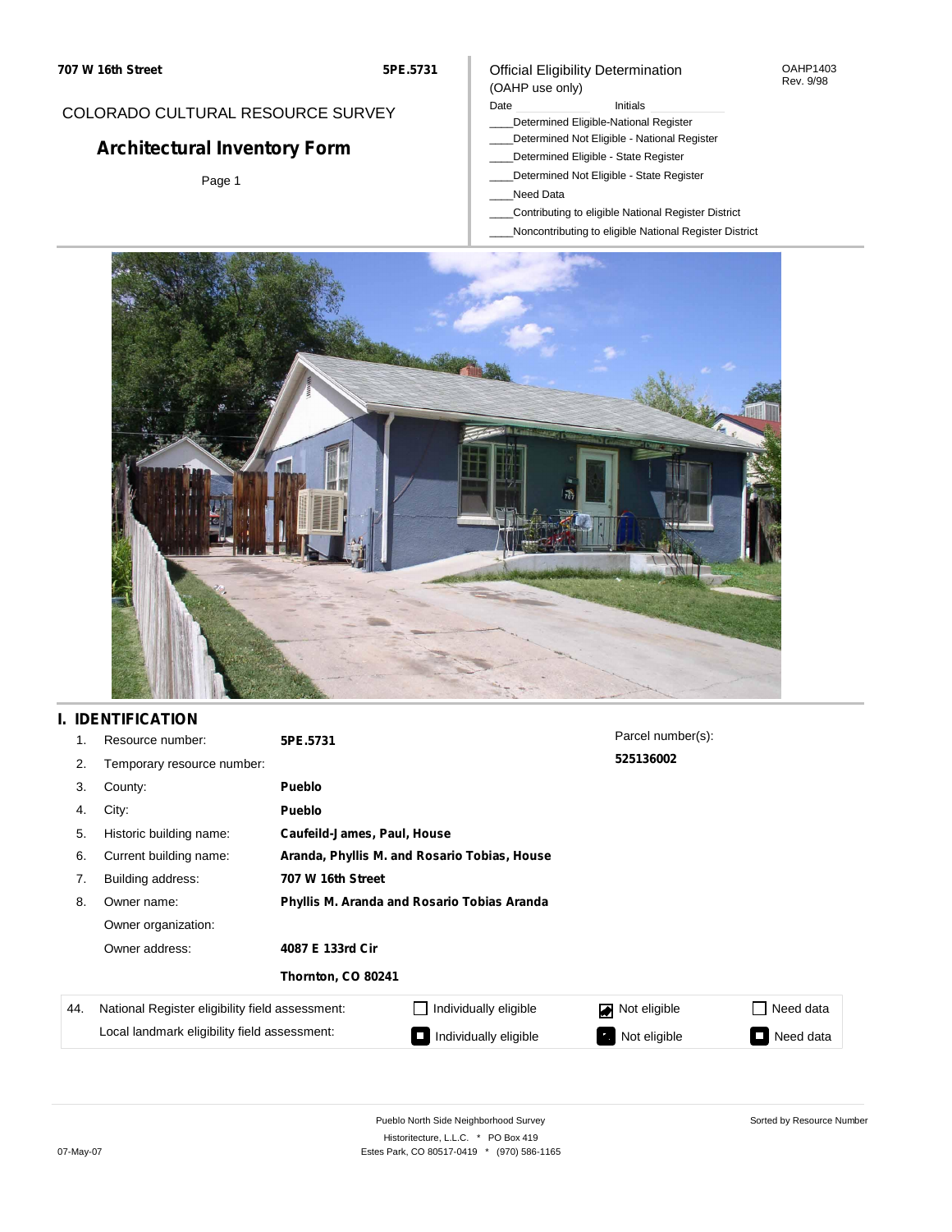**707 W 16th Street** **5PE.5731**

COLORADO CULTURAL RESOURCE SURVEY

# Architectural Inventory Form

Page 1

Official Eligibility Determination
(OAHP use only)

OAHP1403
Rev. 9/98

Date ____________ Initials ____________

____Determined Eligible-National Register
____Determined Not Eligible - National Register
____Determined Eligible - State Register
____Determined Not Eligible - State Register
____Need Data
____Contributing to eligible National Register District
____Noncontributing to eligible National Register District

## I. IDENTIFICATION

| | | |
|---|---|---|
| 1. | Resource number: | **5PE.5731** |
| 2. | Temporary resource number: | |
| 3. | County: | **Pueblo** |
| 4. | City: | **Pueblo** |
| 5. | Historic building name: | **Caufeild-James, Paul, House** |
| 6. | Current building name: | **Aranda, Phyllis M. and Rosario Tobias, House** |
| 7. | Building address: | **707 W 16th Street** |
| 8. | Owner name: | **Phyllis M. Aranda and Rosario Tobias Aranda** |
| | Owner organization: | |
| | Owner address: | **4087 E 133rd Cir** |
| | | **Thornton, CO 80241** |

Parcel number(s):
**525136002**

| 44. | | | | |
|---|---|---|---|---|
| | National Register eligibility field assessment: | ☐ Individually eligible | ☑ Not eligible | ☐ Need data |
| | Local landmark eligibility field assessment: | ■ Individually eligible | ■ Not eligible | ■ Need data |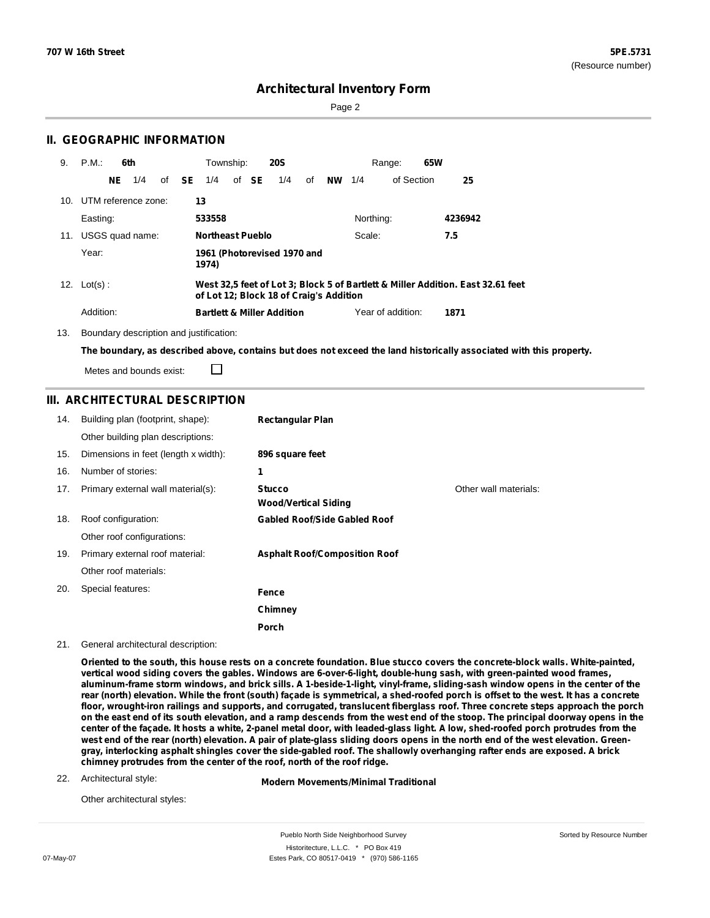# Architectural Inventory Form

## II. GEOGRAPHIC INFORMATION

9. P.M.: **6th** Township: **20S** Range: **65W**

**NE** 1/4 of **SE** 1/4 of **SE** 1/4 of **NW** 1/4 of Section **25**

10. UTM reference zone: **13**

Easting: **533558** Northing: **4236942**

11. USGS quad name: **Northeast Pueblo** Scale: **7.5**

Year: **1961 (Photorevised 1970 and 1974)**

12. Lot(s) : **West 32,5 feet of Lot 3; Block 5 of Bartlett & Miller Addition. East 32.61 feet of Lot 12; Block 18 of Craig's Addition**

Addition: **Bartlett & Miller Addition** Year of addition: **1871**

13. Boundary description and justification:

**The boundary, as described above, contains but does not exceed the land historically associated with this property.**

Metes and bounds exist: ☐

## III. ARCHITECTURAL DESCRIPTION

14. Building plan (footprint, shape): **Rectangular Plan**

Other building plan descriptions:

15. Dimensions in feet (length x width): **896 square feet**

16. Number of stories: **1**

17. Primary external wall material(s): **Stucco**, **Wood/Vertical Siding**

Other wall materials:

18. Roof configuration: **Gabled Roof/Side Gabled Roof**

Other roof configurations:

19. Primary external roof material: **Asphalt Roof/Composition Roof**

Other roof materials:

20. Special features: **Fence**, **Chimney**, **Porch**

21. General architectural description:

**Oriented to the south, this house rests on a concrete foundation. Blue stucco covers the concrete-block walls. White-painted, vertical wood siding covers the gables. Windows are 6-over-6-light, double-hung sash, with green-painted wood frames, aluminum-frame storm windows, and brick sills. A 1-beside-1-light, vinyl-frame, sliding-sash window opens in the center of the rear (north) elevation. While the front (south) façade is symmetrical, a shed-roofed porch is offset to the west. It has a concrete floor, wrought-iron railings and supports, and corrugated, translucent fiberglass roof. Three concrete steps approach the porch on the east end of its south elevation, and a ramp descends from the west end of the stoop. The principal doorway opens in the center of the façade. It hosts a white, 2-panel metal door, with leaded-glass light. A low, shed-roofed porch protrudes from the west end of the rear (north) elevation. A pair of plate-glass sliding doors opens in the north end of the west elevation. Green-gray, interlocking asphalt shingles cover the side-gabled roof. The shallowly overhanging rafter ends are exposed. A brick chimney protrudes from the center of the roof, north of the roof ridge.**

22. Architectural style: **Modern Movements/Minimal Traditional**

Other architectural styles: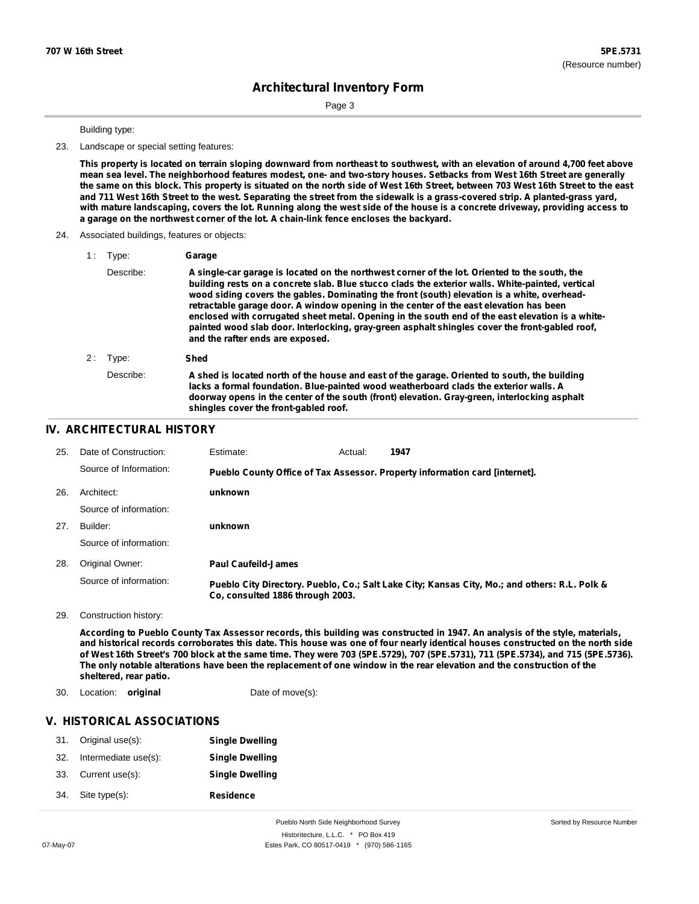Building type:

23. Landscape or special setting features:

**This property is located on terrain sloping downward from northeast to southwest, with an elevation of around 4,700 feet above mean sea level. The neighborhood features modest, one- and two-story houses. Setbacks from West 16th Street are generally the same on this block. This property is situated on the north side of West 16th Street, between 703 West 16th Street to the east and 711 West 16th Street to the west. Separating the street from the sidewalk is a grass-covered strip. A planted-grass yard, with mature landscaping, covers the lot. Running along the west side of the house is a concrete driveway, providing access to a garage on the northwest corner of the lot. A chain-link fence encloses the backyard.**

24. Associated buildings, features or objects:

1 : Type: **Garage**

Describe: **A single-car garage is located on the northwest corner of the lot. Oriented to the south, the building rests on a concrete slab. Blue stucco clads the exterior walls. White-painted, vertical wood siding covers the gables. Dominating the front (south) elevation is a white, overhead-retractable garage door. A window opening in the center of the east elevation has been enclosed with corrugated sheet metal. Opening in the south end of the east elevation is a white-painted wood slab door. Interlocking, gray-green asphalt shingles cover the front-gabled roof, and the rafter ends are exposed.**

2 : Type: **Shed**

Describe: **A shed is located north of the house and east of the garage. Oriented to south, the building lacks a formal foundation. Blue-painted wood weatherboard clads the exterior walls. A doorway opens in the center of the south (front) elevation. Gray-green, interlocking asphalt shingles cover the front-gabled roof.**

## IV. ARCHITECTURAL HISTORY

25. Date of Construction: Estimate: Actual: **1947**

Source of Information: **Pueblo County Office of Tax Assessor. Property information card [internet].**

26. Architect: **unknown**

Source of information:

27. Builder: **unknown**

Source of information:

28. Original Owner: **Paul Caufeild-James**

Source of information: **Pueblo City Directory. Pueblo, Co.; Salt Lake City; Kansas City, Mo.; and others: R.L. Polk & Co, consulted 1886 through 2003.**

29. Construction history:

**According to Pueblo County Tax Assessor records, this building was constructed in 1947. An analysis of the style, materials, and historical records corroborates this date. This house was one of four nearly identical houses constructed on the north side of West 16th Street's 700 block at the same time. They were 703 (5PE.5729), 707 (5PE.5731), 711 (5PE.5734), and 715 (5PE.5736). The only notable alterations have been the replacement of one window in the rear elevation and the construction of the sheltered, rear patio.**

30. Location: **original** Date of move(s):

## V. HISTORICAL ASSOCIATIONS

31. Original use(s): **Single Dwelling**

32. Intermediate use(s): **Single Dwelling**

33. Current use(s): **Single Dwelling**

34. Site type(s): **Residence**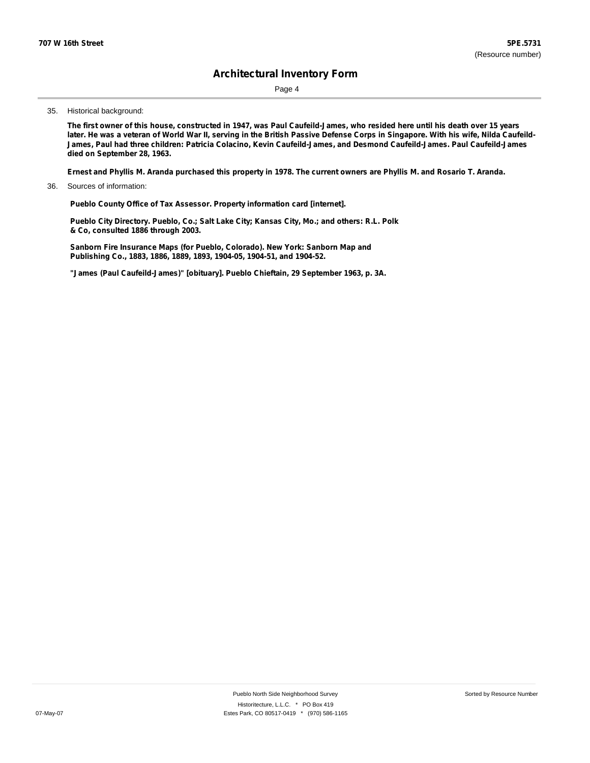35. Historical background:

**The first owner of this house, constructed in 1947, was Paul Caufeild-James, who resided here until his death over 15 years later. He was a veteran of World War II, serving in the British Passive Defense Corps in Singapore. With his wife, Nilda Caufeild-James, Paul had three children: Patricia Colacino, Kevin Caufeild-James, and Desmond Caufeild-James. Paul Caufeild-James died on September 28, 1963.**

**Ernest and Phyllis M. Aranda purchased this property in 1978. The current owners are Phyllis M. and Rosario T. Aranda.**

36. Sources of information:

**Pueblo County Office of Tax Assessor. Property information card [internet].**

**Pueblo City Directory. Pueblo, Co.; Salt Lake City; Kansas City, Mo.; and others: R.L. Polk & Co, consulted 1886 through 2003.**

**Sanborn Fire Insurance Maps (for Pueblo, Colorado). New York: Sanborn Map and Publishing Co., 1883, 1886, 1889, 1893, 1904-05, 1904-51, and 1904-52.**

**"James (Paul Caufeild-James)" [obituary]. Pueblo Chieftain, 29 September 1963, p. 3A.**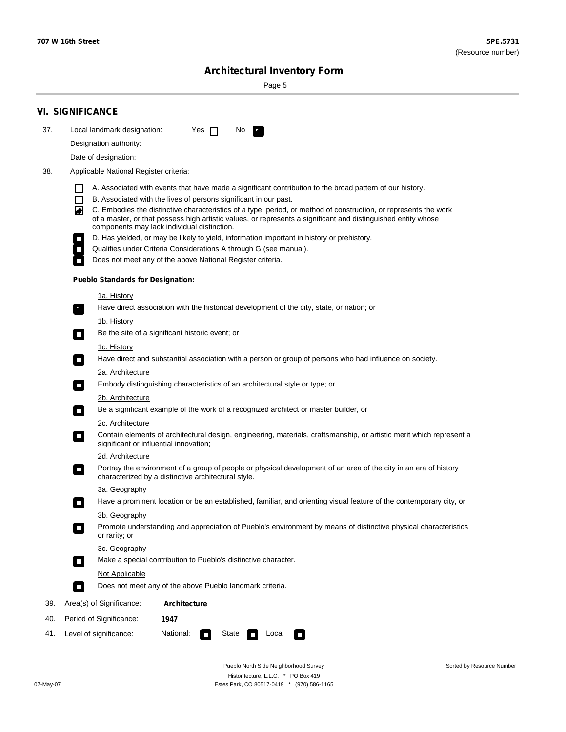# VI. SIGNIFICANCE

37. Local landmark designation: Yes ☐ No ☑

Designation authority:

Date of designation:

38. Applicable National Register criteria:

- ☐ A. Associated with events that have made a significant contribution to the broad pattern of our history.
- ☐ B. Associated with the lives of persons significant in our past.
- ☑ C. Embodies the distinctive characteristics of a type, period, or method of construction, or represents the work of a master, or that possess high artistic values, or represents a significant and distinguished entity whose components may lack individual distinction.
- ☐ D. Has yielded, or may be likely to yield, information important in history or prehistory.
- ☐ Qualifies under Criteria Considerations A through G (see manual).
- ☐ Does not meet any of the above National Register criteria.

### Pueblo Standards for Designation:

1a. History
- ☑ Have direct association with the historical development of the city, state, or nation; or

1b. History
- ☐ Be the site of a significant historic event; or

1c. History
- ☐ Have direct and substantial association with a person or group of persons who had influence on society.

2a. Architecture
- ☐ Embody distinguishing characteristics of an architectural style or type; or

2b. Architecture
- ☐ Be a significant example of the work of a recognized architect or master builder, or

2c. Architecture
- ☐ Contain elements of architectural design, engineering, materials, craftsmanship, or artistic merit which represent a significant or influential innovation;

2d. Architecture
- ☐ Portray the environment of a group of people or physical development of an area of the city in an era of history characterized by a distinctive architectural style.

3a. Geography
- ☐ Have a prominent location or be an established, familiar, and orienting visual feature of the contemporary city, or

3b. Geography
- ☐ Promote understanding and appreciation of Pueblo's environment by means of distinctive physical characteristics or rarity; or

3c. Geography
- ☐ Make a special contribution to Pueblo's distinctive character.

Not Applicable
- ☐ Does not meet any of the above Pueblo landmark criteria.

39. Area(s) of Significance: **Architecture**

40. Period of Significance: **1947**

41. Level of significance: National: ☐ State ☐ Local ☐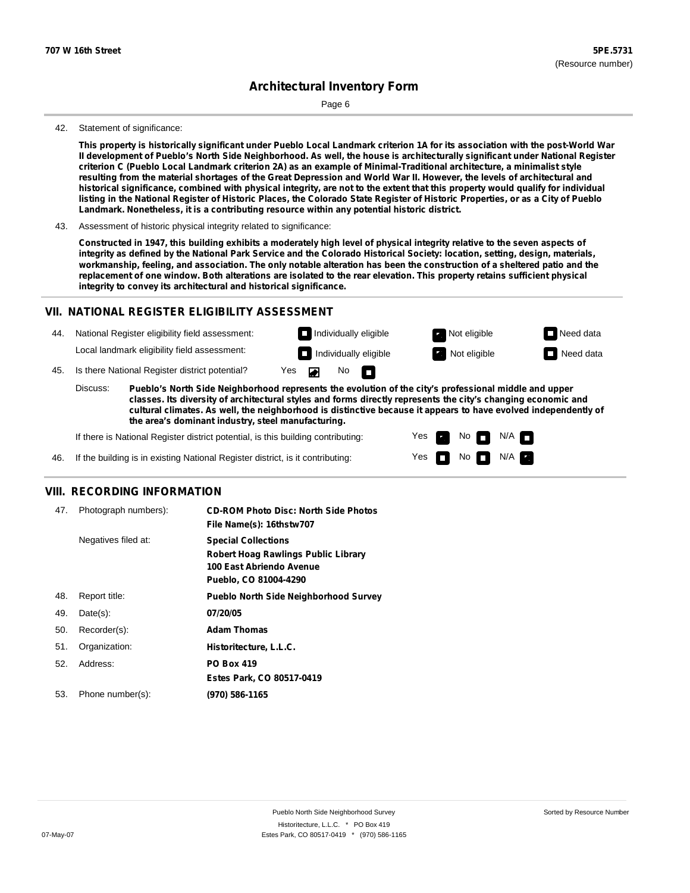**707 W 16th Street** | **5PE.5731** (Resource number)

## Architectural Inventory Form

42. Statement of significance:

**This property is historically significant under Pueblo Local Landmark criterion 1A for its association with the post-World War II development of Pueblo's North Side Neighborhood. As well, the house is architecturally significant under National Register criterion C (Pueblo Local Landmark criterion 2A) as an example of Minimal-Traditional architecture, a minimalist style resulting from the material shortages of the Great Depression and World War II. However, the levels of architectural and historical significance, combined with physical integrity, are not to the extent that this property would qualify for individual listing in the National Register of Historic Places, the Colorado State Register of Historic Properties, or as a City of Pueblo Landmark. Nonetheless, it is a contributing resource within any potential historic district.**

43. Assessment of historic physical integrity related to significance:

**Constructed in 1947, this building exhibits a moderately high level of physical integrity relative to the seven aspects of integrity as defined by the National Park Service and the Colorado Historical Society: location, setting, design, materials, workmanship, feeling, and association. The only notable alteration has been the construction of a sheltered patio and the replacement of one window. Both alterations are isolated to the rear elevation. This property retains sufficient physical integrity to convey its architectural and historical significance.**

## VII. NATIONAL REGISTER ELIGIBILITY ASSESSMENT

44. National Register eligibility field assessment: ☐ Individually eligible ☒ Not eligible ☐ Need data

Local landmark eligibility field assessment: ☐ Individually eligible ☒ Not eligible ☐ Need data

45. Is there National Register district potential? Yes ☒ No ☐

Discuss: **Pueblo's North Side Neighborhood represents the evolution of the city's professional middle and upper classes. Its diversity of architectural styles and forms directly represents the city's changing economic and cultural climates. As well, the neighborhood is distinctive because it appears to have evolved independently of the area's dominant industry, steel manufacturing.**

If there is National Register district potential, is this building contributing: Yes ☒ No ☐ N/A ☐

46. If the building is in existing National Register district, is it contributing: Yes ☐ No ☐ N/A ☒

## VIII. RECORDING INFORMATION

47. Photograph numbers): **CD-ROM Photo Disc: North Side Photos**
**File Name(s): 16thstw707**

Negatives filed at: **Special Collections**
**Robert Hoag Rawlings Public Library**
**100 East Abriendo Avenue**
**Pueblo, CO 81004-4290**

48. Report title: **Pueblo North Side Neighborhood Survey**

49. Date(s): **07/20/05**

50. Recorder(s): **Adam Thomas**

51. Organization: **Historitecture, L.L.C.**

52. Address: **PO Box 419**
**Estes Park, CO 80517-0419**

53. Phone number(s): **(970) 586-1165**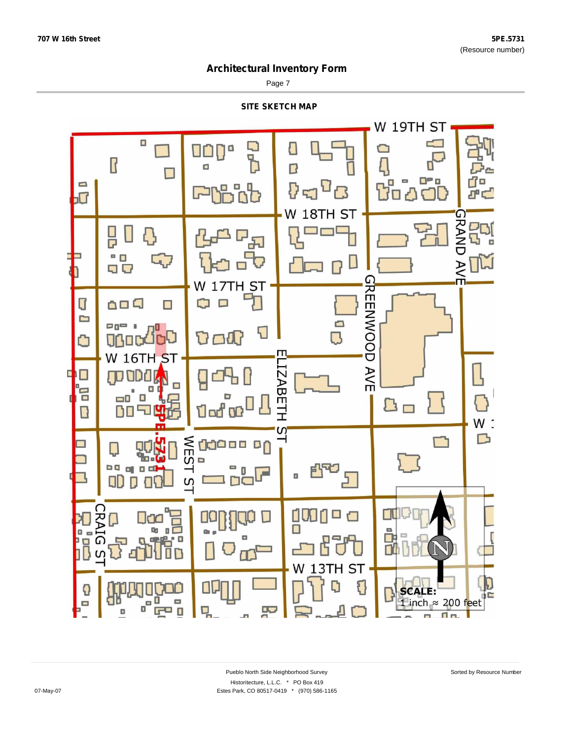# Architectural Inventory Form

## SITE SKETCH MAP

W 19TH ST

W 18TH ST

W 17TH ST

W 16TH ST

GRAND AVE

GREENWOOD AVE

ELIZABETH ST

WEST ST

CRAIG ST

W 13TH ST

5PE.5731

SCALE:
1 inch ≈ 200 feet

N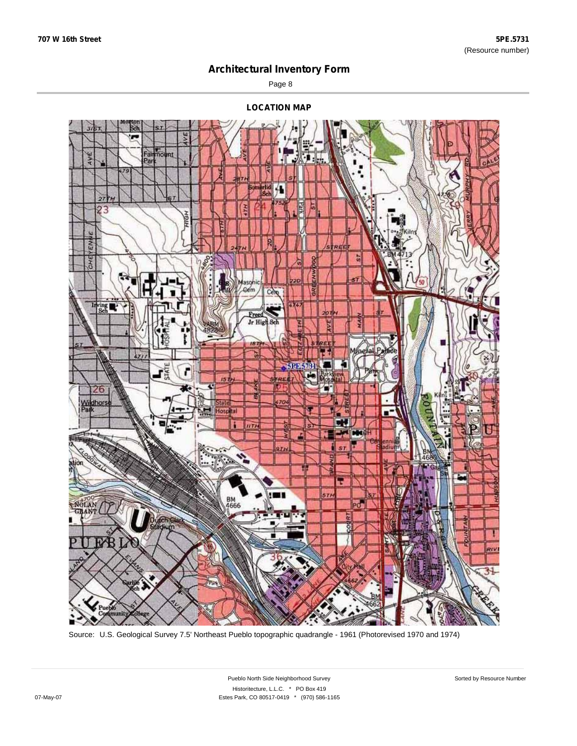## Architectural Inventory Form

### LOCATION MAP

Source: U.S. Geological Survey 7.5' Northeast Pueblo topographic quadrangle - 1961 (Photorevised 1970 and 1974)